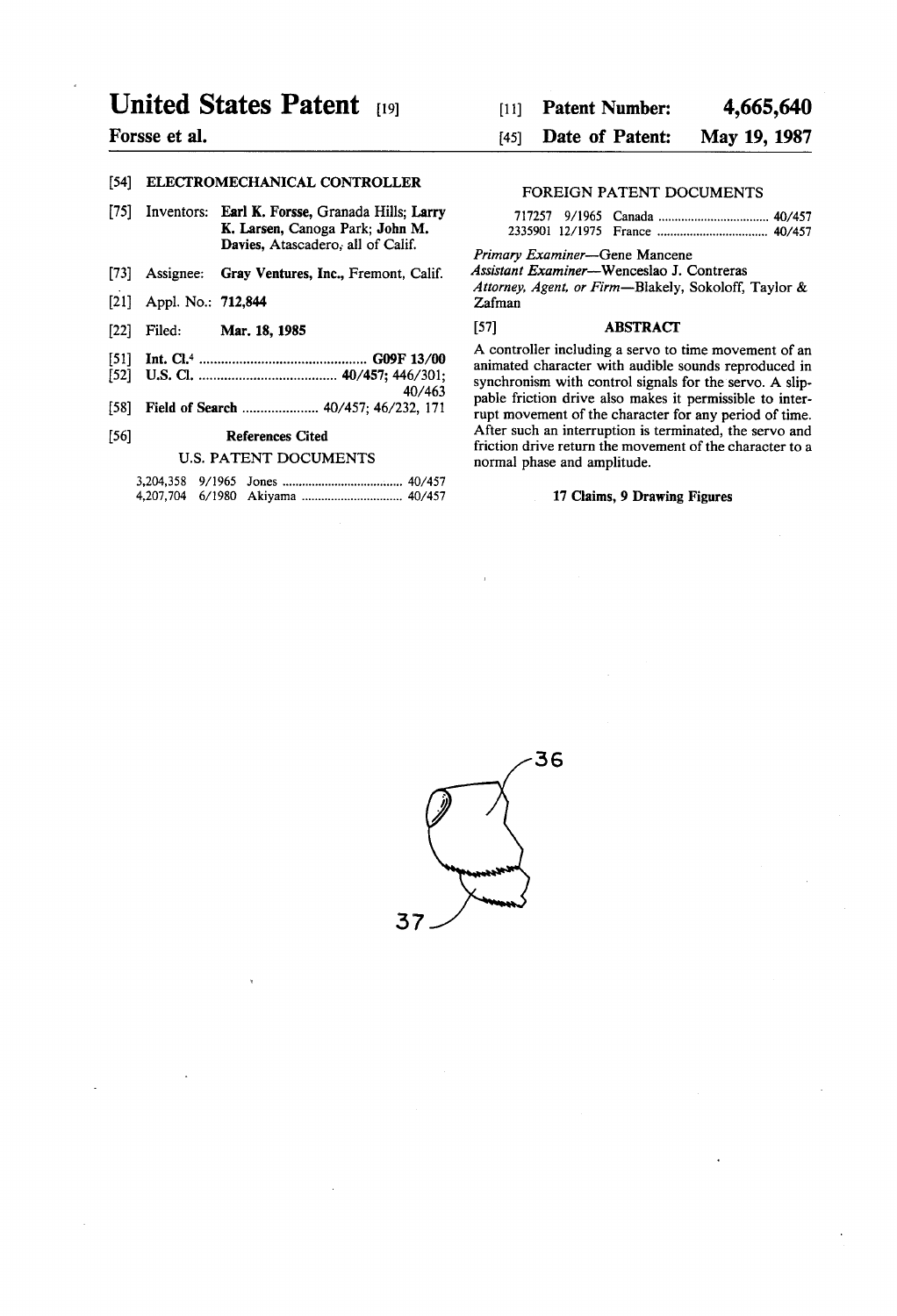# United States Patent [19]

**Forsse et al.**

[11] **Patent Number:** **4,665,640**

[45] **Date of Patent:** **May 19, 1987**

[54] **ELECTROMECHANICAL CONTROLLER**

[75] Inventors: **Earl K. Forsse**, Granada Hills; **Larry K. Larsen**, Canoga Park; **John M. Davies**, Atascadero, all of Calif.

[73] Assignee: **Gray Ventures, Inc.**, Fremont, Calif.

[21] Appl. No.: **712,844**

[22] Filed: **Mar. 18, 1985**

[51] **Int. Cl.**[4] ............................................ **G09F 13/00**

[52] **U.S. Cl.** ..................................... **40/457**; 446/301; 40/463

[58] **Field of Search** ..................... 40/457; 46/232, 171

[56] **References Cited**

U.S. PATENT DOCUMENTS

| | | | |
|---|---|---|---|
| 3,204,358 | 9/1965 | Jones | 40/457 |
| 4,207,704 | 6/1980 | Akiyama | 40/457 |

FOREIGN PATENT DOCUMENTS

| | | | |
|---|---|---|---|
| 717257 | 9/1965 | Canada | 40/457 |
| 2335901 | 12/1975 | France | 40/457 |

*Primary Examiner*—Gene Mancene

*Assistant Examiner*—Wenceslao J. Contreras

*Attorney, Agent, or Firm*—Blakely, Sokoloff, Taylor & Zafman

[57] **ABSTRACT**

A controller including a servo to time movement of an animated character with audible sounds reproduced in synchronism with control signals for the servo. A slippable friction drive also makes it permissible to interrupt movement of the character for any period of time. After such an interruption is terminated, the servo and friction drive return the movement of the character to a normal phase and amplitude.

**17 Claims, 9 Drawing Figures**

36

37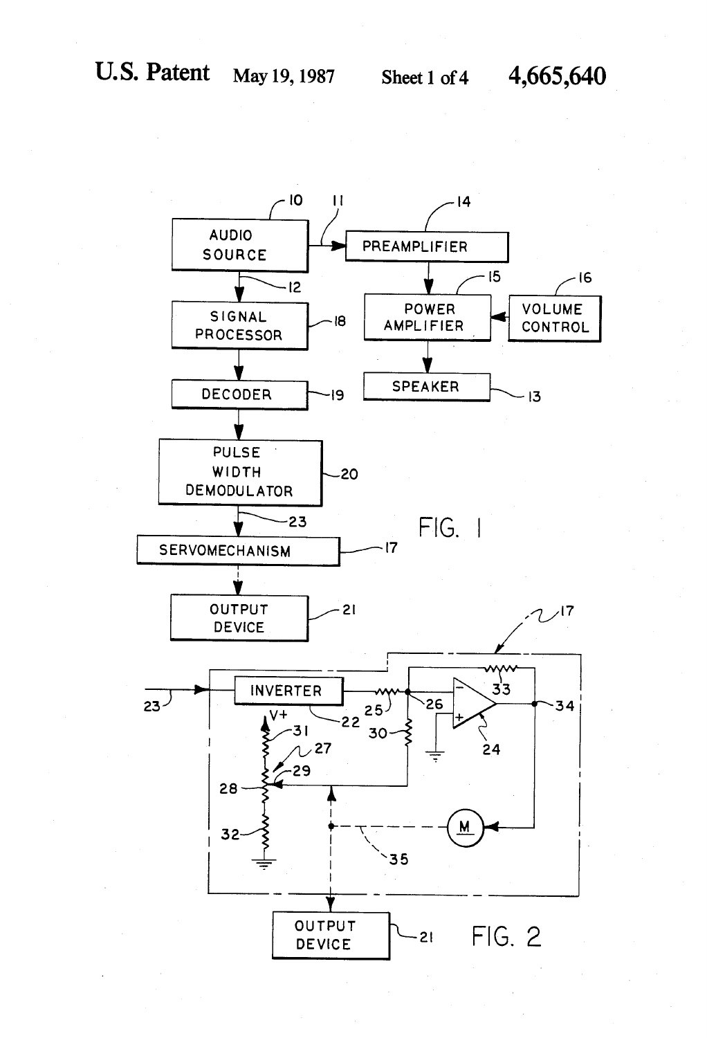AUDIO SOURCE 10

11

PREAMPLIFIER 14

12

SIGNAL PROCESSOR 18

POWER AMPLIFIER 15

VOLUME CONTROL 16

DECODER 19

SPEAKER 13

PULSE WIDTH DEMODULATOR 20

23

SERVOMECHANISM 17

OUTPUT DEVICE 21

FIG. 1

17

23

INVERTER

22

25

26

33

34

24

V+

31

27

29

28

30

32

M

35

OUTPUT DEVICE 21

FIG. 2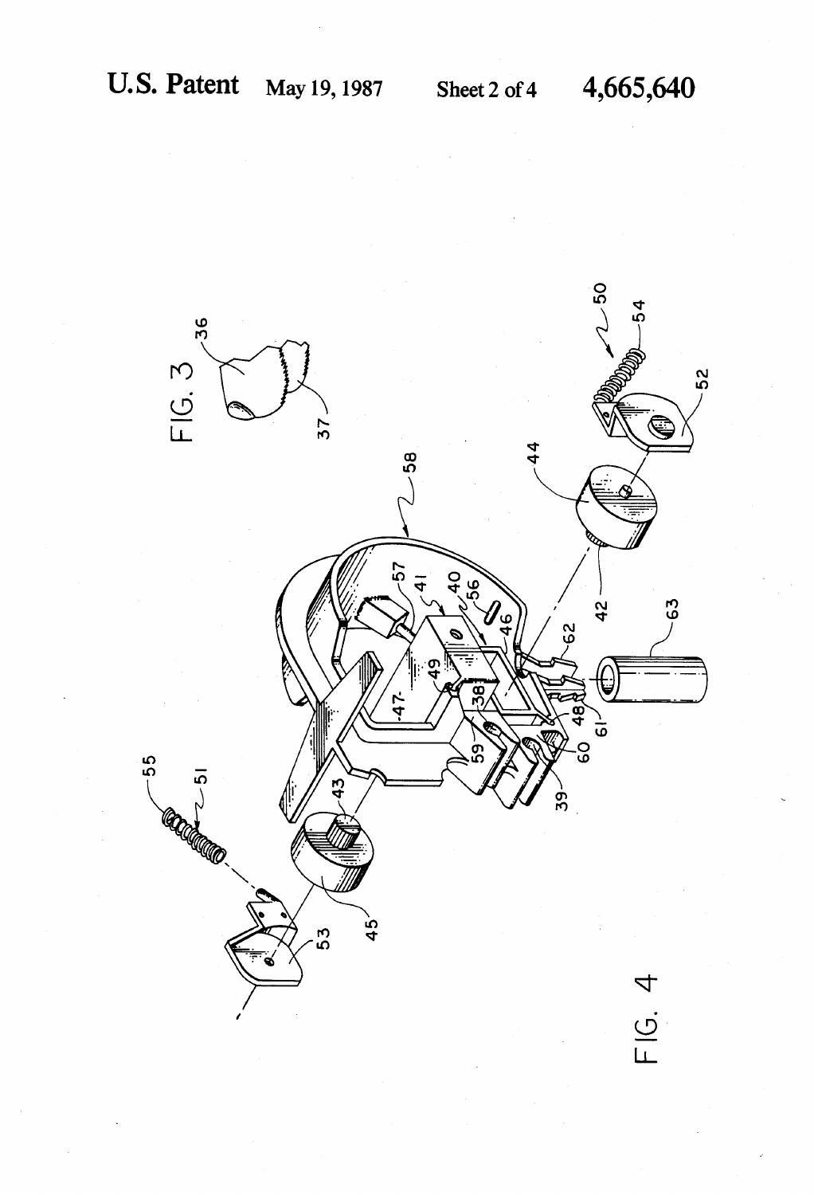FIG. 3

FIG. 4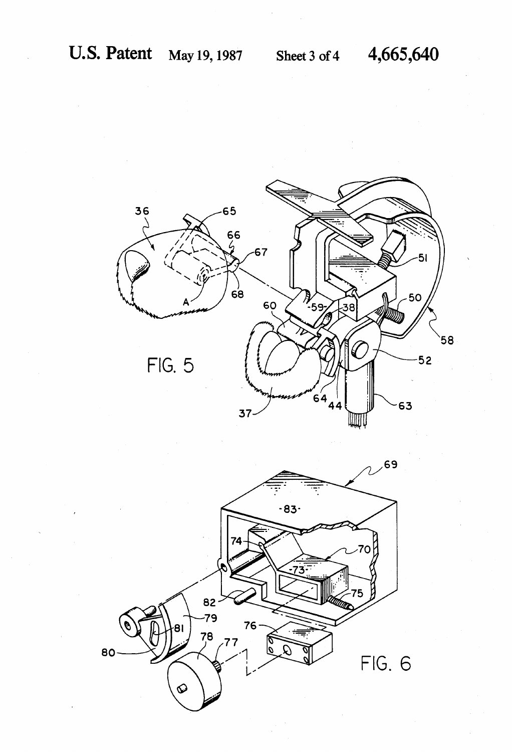FIG. 5

FIG. 6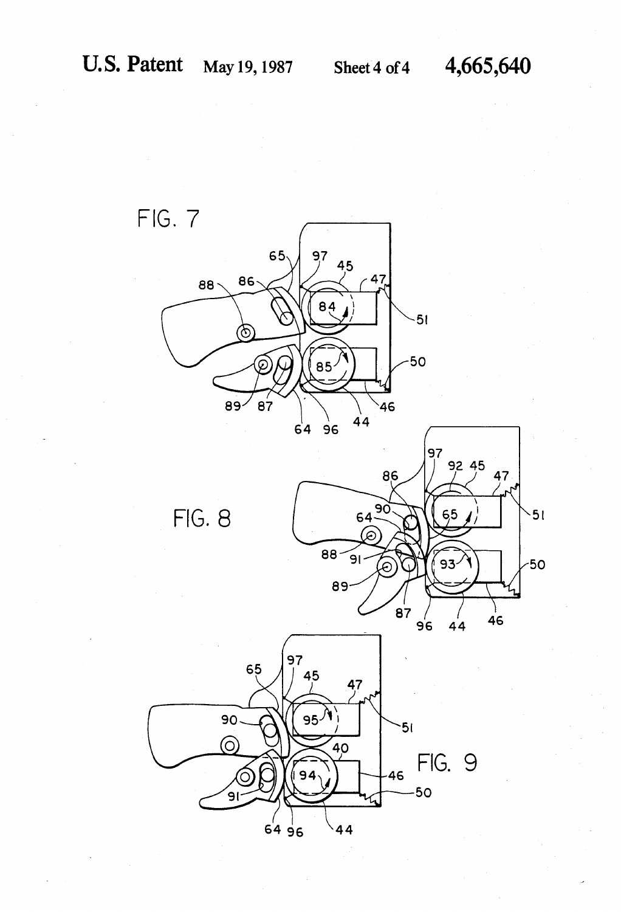FIG. 7

FIG. 8

FIG. 9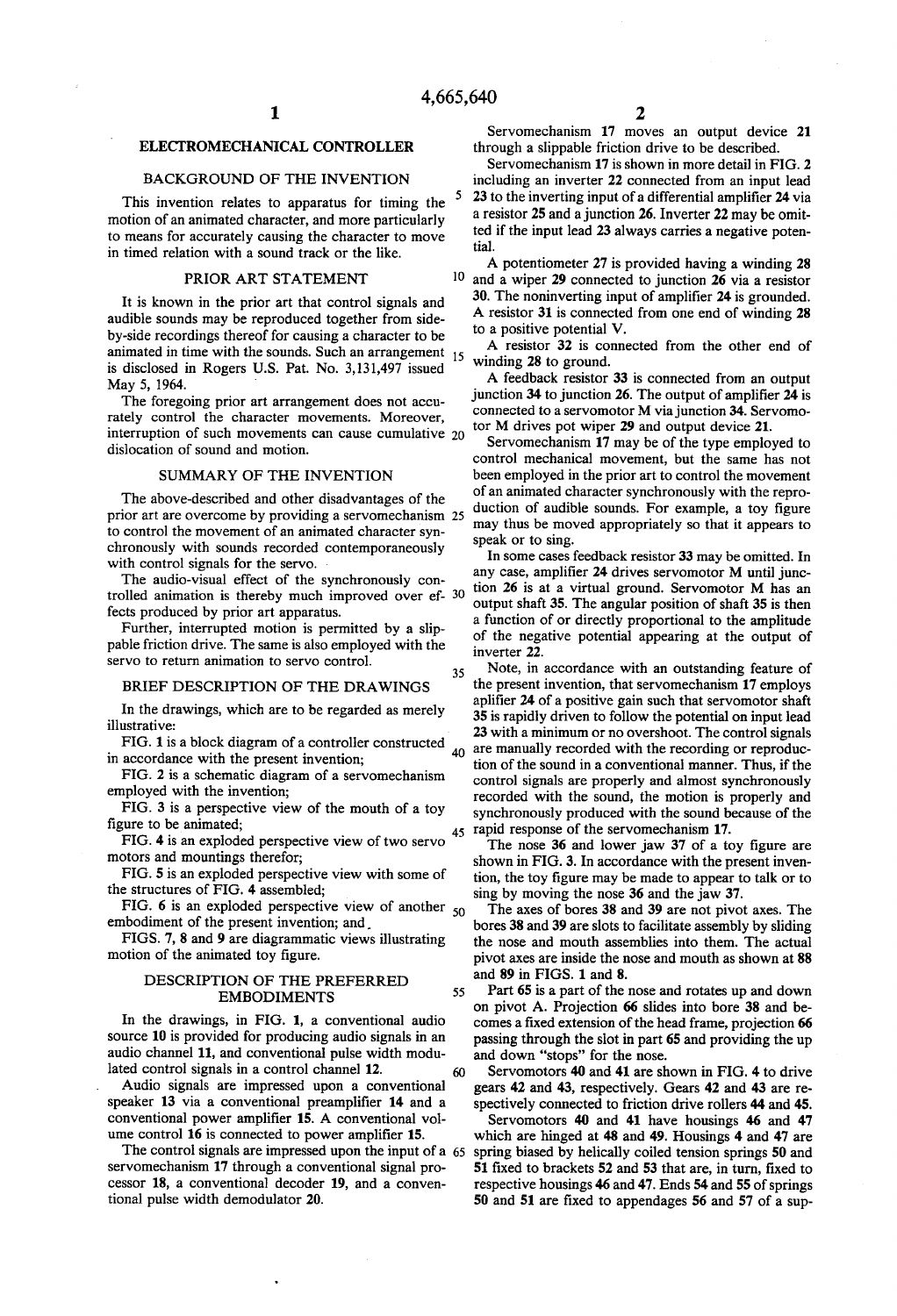# ELECTROMECHANICAL CONTROLLER

## BACKGROUND OF THE INVENTION

This invention relates to apparatus for timing the motion of an animated character, and more particularly to means for accurately causing the character to move in timed relation with a sound track or the like.

## PRIOR ART STATEMENT

It is known in the prior art that control signals and audible sounds may be reproduced together from side-by-side recordings thereof for causing a character to be animated in time with the sounds. Such an arrangement is disclosed in Rogers U.S. Pat. No. 3,131,497 issued May 5, 1964.

The foregoing prior art arrangement does not accurately control the character movements. Moreover, interruption of such movements can cause cumulative dislocation of sound and motion.

## SUMMARY OF THE INVENTION

The above-described and other disadvantages of the prior art are overcome by providing a servomechanism to control the movement of an animated character synchronously with sounds recorded contemporaneously with control signals for the servo.

The audio-visual effect of the synchronously controlled animation is thereby much improved over effects produced by prior art apparatus.

Further, interrupted motion is permitted by a slippable friction drive. The same is also employed with the servo to return animation to servo control.

## BRIEF DESCRIPTION OF THE DRAWINGS

In the drawings, which are to be regarded as merely illustrative:

FIG. 1 is a block diagram of a controller constructed in accordance with the present invention;

FIG. 2 is a schematic diagram of a servomechanism employed with the invention;

FIG. 3 is a perspective view of the mouth of a toy figure to be animated;

FIG. 4 is an exploded perspective view of two servo motors and mountings therefor;

FIG. 5 is an exploded perspective view with some of the structures of FIG. 4 assembled;

FIG. 6 is an exploded perspective view of another embodiment of the present invention; and

FIGS. 7, 8 and 9 are diagrammatic views illustrating motion of the animated toy figure.

## DESCRIPTION OF THE PREFERRED EMBODIMENTS

In the drawings, in FIG. 1, a conventional audio source 10 is provided for producing audio signals in an audio channel 11, and conventional pulse width modulated control signals in a control channel 12.

Audio signals are impressed upon a conventional speaker 13 via a conventional preamplifier 14 and a conventional power amplifier 15. A conventional volume control 16 is connected to power amplifier 15.

The control signals are impressed upon the input of a servomechanism 17 through a conventional signal processor 18, a conventional decoder 19, and a conventional pulse width demodulator 20.

Servomechanism 17 moves an output device 21 through a slippable friction drive to be described.

Servomechanism 17 is shown in more detail in FIG. 2 including an inverter 22 connected from an input lead 23 to the inverting input of a differential amplifier 24 via a resistor 25 and a junction 26. Inverter 22 may be omitted if the input lead 23 always carries a negative potential.

A potentiometer 27 is provided having a winding 28 and a wiper 29 connected to junction 26 via a resistor 30. The noninverting input of amplifier 24 is grounded. A resistor 31 is connected from one end of winding 28 to a positive potential V.

A resistor 32 is connected from the other end of winding 28 to ground.

A feedback resistor 33 is connected from an output junction 34 to junction 26. The output of amplifier 24 is connected to a servomotor M via junction 34. Servomotor M drives pot wiper 29 and output device 21.

Servomechanism 17 may be of the type employed to control mechanical movement, but the same has not been employed in the prior art to control the movement of an animated character synchronously with the reproduction of audible sounds. For example, a toy figure may thus be moved appropriately so that it appears to speak or to sing.

In some cases feedback resistor 33 may be omitted. In any case, amplifier 24 drives servomotor M until junction 26 is at a virtual ground. Servomotor M has an output shaft 35. The angular position of shaft 35 is then a function of or directly proportional to the amplitude of the negative potential appearing at the output of inverter 22.

Note, in accordance with an outstanding feature of the present invention, that servomechanism 17 employs aplifier 24 of a positive gain such that servomotor shaft 35 is rapidly driven to follow the potential on input lead 23 with a minimum or no overshoot. The control signals are manually recorded with the recording or reproduction of the sound in a conventional manner. Thus, if the control signals are properly and almost synchronously recorded with the sound, the motion is properly and synchronously produced with the sound because of the rapid response of the servomechanism 17.

The nose 36 and lower jaw 37 of a toy figure are shown in FIG. 3. In accordance with the present invention, the toy figure may be made to appear to talk or to sing by moving the nose 36 and the jaw 37.

The axes of bores 38 and 39 are not pivot axes. The bores 38 and 39 are slots to facilitate assembly by sliding the nose and mouth assemblies into them. The actual pivot axes are inside the nose and mouth as shown at 88 and 89 in FIGS. 1 and 8.

Part 65 is a part of the nose and rotates up and down on pivot A. Projection 66 slides into bore 38 and becomes a fixed extension of the head frame, projection 66 passing through the slot in part 65 and providing the up and down "stops" for the nose.

Servomotors 40 and 41 are shown in FIG. 4 to drive gears 42 and 43, respectively. Gears 42 and 43 are respectively connected to friction drive rollers 44 and 45.

Servomotors 40 and 41 have housings 46 and 47 which are hinged at 48 and 49. Housings 4 and 47 are spring biased by helically coiled tension springs 50 and 51 fixed to brackets 52 and 53 that are, in turn, fixed to respective housings 46 and 47. Ends 54 and 55 of springs 50 and 51 are fixed to appendages 56 and 57 of a sup-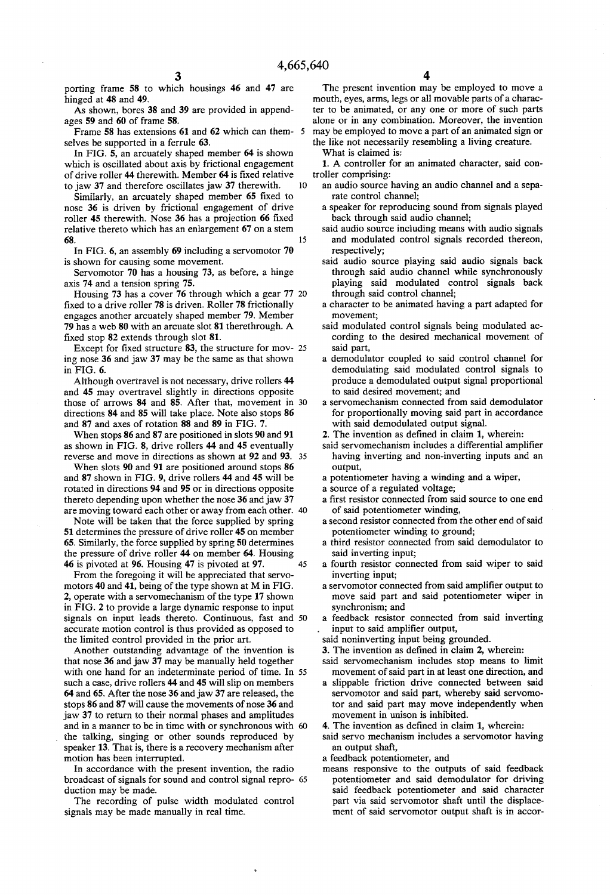porting frame 58 to which housings 46 and 47 are hinged at 48 and 49.

As shown, bores 38 and 39 are provided in appendages 59 and 60 of frame 58.

Frame 58 has extensions 61 and 62 which can themselves be supported in a ferrule 63.

In FIG. 5, an arcuately shaped member 64 is shown which is oscillated about axis by frictional engagement of drive roller 44 therewith. Member 64 is fixed relative to jaw 37 and therefore oscillates jaw 37 therewith.

Similarly, an arcuately shaped member 65 fixed to nose 36 is driven by frictional engagement of drive roller 45 therewith. Nose 36 has a projection 66 fixed relative thereto which has an enlargement 67 on a stem 68.

In FIG. 6, an assembly 69 including a servomotor 70 is shown for causing some movement.

Servomotor 70 has a housing 73, as before, a hinge axis 74 and a tension spring 75.

Housing 73 has a cover 76 through which a gear 77 fixed to a drive roller 78 is driven. Roller 78 frictionally engages another arcuately shaped member 79. Member 79 has a web 80 with an arcuate slot 81 therethrough. A fixed stop 82 extends through slot 81.

Except for fixed structure 83, the structure for moving nose 36 and jaw 37 may be the same as that shown in FIG. 6.

Although overtravel is not necessary, drive rollers 44 and 45 may overtravel slightly in directions opposite those of arrows 84 and 85. After that, movement in directions 84 and 85 will take place. Note also stops 86 and 87 and axes of rotation 88 and 89 in FIG. 7.

When stops 86 and 87 are positioned in slots 90 and 91 as shown in FIG. 8, drive rollers 44 and 45 eventually reverse and move in directions as shown at 92 and 93.

When slots 90 and 91 are positioned around stops 86 and 87 shown in FIG. 9, drive rollers 44 and 45 will be rotated in directions 94 and 95 or in directions opposite thereto depending upon whether the nose 36 and jaw 37 are moving toward each other or away from each other.

Note will be taken that the force supplied by spring 51 determines the pressure of drive roller 45 on member 65. Similarly, the force supplied by spring 50 determines the pressure of drive roller 44 on member 64. Housing 46 is pivoted at 96. Housing 47 is pivoted at 97.

From the foregoing it will be appreciated that servomotors 40 and 41, being of the type shown at M in FIG. 2, operate with a servomechanism of the type 17 shown in FIG. 2 to provide a large dynamic response to input signals on input leads thereto. Continuous, fast and accurate motion control is thus provided as opposed to the limited control provided in the prior art.

Another outstanding advantage of the invention is that nose 36 and jaw 37 may be manually held together with one hand for an indeterminate period of time. In such a case, drive rollers 44 and 45 will slip on members 64 and 65. After the nose 36 and jaw 37 are released, the stops 86 and 87 will cause the movements of nose 36 and jaw 37 to return to their normal phases and amplitudes and in a manner to be in time with or synchronous with the talking, singing or other sounds reproduced by speaker 13. That is, there is a recovery mechanism after motion has been interrupted.

In accordance with the present invention, the radio broadcast of signals for sound and control signal reproduction may be made.

The recording of pulse width modulated control signals may be made manually in real time.

The present invention may be employed to move a mouth, eyes, arms, legs or all movable parts of a character to be animated, or any one or more of such parts alone or in any combination. Moreover, the invention may be employed to move a part of an animated sign or the like not necessarily resembling a living creature.

What is claimed is:

1. A controller for an animated character, said controller comprising:
   - an audio source having an audio channel and a separate control channel;
   - a speaker for reproducing sound from signals played back through said audio channel;
   - said audio source including means with audio signals and modulated control signals recorded thereon, respectively;
   - said audio source playing said audio signals back through said audio channel while synchronously playing said modulated control signals back through said control channel;
   - a character to be animated having a part adapted for movement;
   - said modulated control signals being modulated according to the desired mechanical movement of said part,
   - a demodulator coupled to said control channel for demodulating said modulated control signals to produce a demodulated output signal proportional to said desired movement; and
   - a servomechanism connected from said demodulator for proportionally moving said part in accordance with said demodulated output signal.

2. The invention as defined in claim 1, wherein:
   - said servomechanism includes a differential amplifier having inverting and non-inverting inputs and an output,
   - a potentiometer having a winding and a wiper,
   - a source of a regulated voltage;
   - a first resistor connected from said source to one end of said potentiometer winding,
   - a second resistor connected from the other end of said potentiometer winding to ground;
   - a third resistor connected from said demodulator to said inverting input;
   - a fourth resistor connected from said wiper to said inverting input;
   - a servomotor connected from said amplifier output to move said part and said potentiometer wiper in synchronism; and
   - a feedback resistor connected from said inverting input to said amplifier output,
   - said noninverting input being grounded.

3. The invention as defined in claim 2, wherein:
   - said servomechanism includes stop means to limit movement of said part in at least one direction, and
   - a slippable friction drive connected between said servomotor and said part, whereby said servomotor and said part may move independently when movement in unison is inhibited.

4. The invention as defined in claim 1, wherein:
   - said servo mechanism includes a servomotor having an output shaft,
   - a feedback potentiometer, and
   - means responsive to the outputs of said feedback potentiometer and said demodulator for driving said feedback potentiometer and said character part via said servomotor shaft until the displacement of said servomotor output shaft is in accor-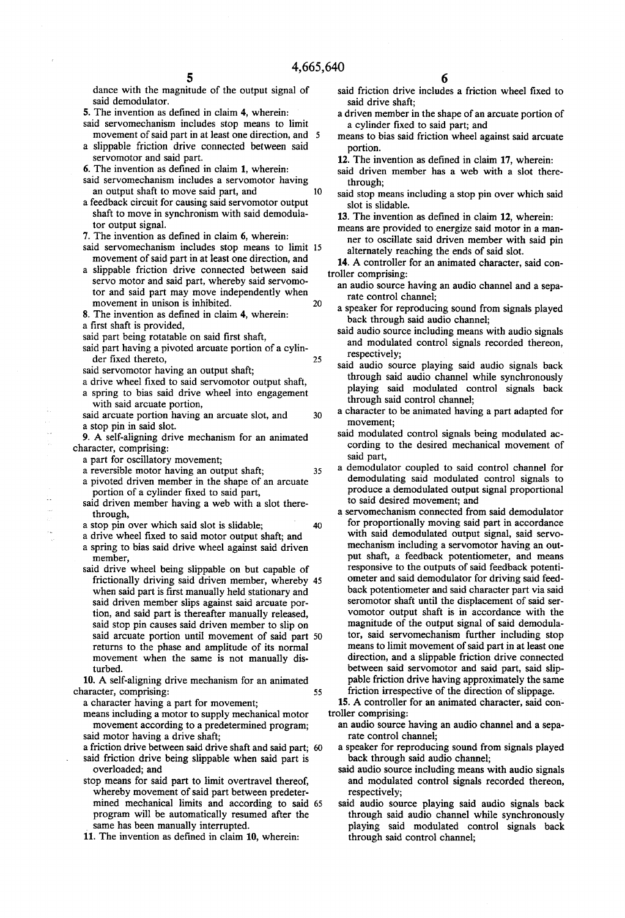dance with the magnitude of the output signal of said demodulator.

5. The invention as defined in claim 4, wherein:
said servomechanism includes stop means to limit movement of said part in at least one direction, and
a slippable friction drive connected between said servomotor and said part.

6. The invention as defined in claim 1, wherein:
said servomechanism includes a servomotor having an output shaft to move said part, and
a feedback circuit for causing said servomotor output shaft to move in synchronism with said demodulator output signal.

7. The invention as defined in claim 6, wherein:
said servomechanism includes stop means to limit movement of said part in at least one direction, and
a slippable friction drive connected between said servo motor and said part, whereby said servomotor and said part may move independently when movement in unison is inhibited.

8. The invention as defined in claim 4, wherein:
a first shaft is provided,
said part being rotatable on said first shaft,
said part having a pivoted arcuate portion of a cylinder fixed thereto,
said servomotor having an output shaft;
a drive wheel fixed to said servomotor output shaft,
a spring to bias said drive wheel into engagement with said arcuate portion,
said arcuate portion having an arcuate slot, and
a stop pin in said slot.

9. A self-aligning drive mechanism for an animated character, comprising:
a part for oscillatory movement;
a reversible motor having an output shaft;
a pivoted driven member in the shape of an arcuate portion of a cylinder fixed to said part,
said driven member having a web with a slot therethrough,
a stop pin over which said slot is slidable;
a drive wheel fixed to said motor output shaft; and
a spring to bias said drive wheel against said driven member,
said drive wheel being slippable on but capable of frictionally driving said driven member, whereby when said part is first manually held stationary and said driven member slips against said arcuate portion, and said part is thereafter manually released, said stop pin causes said driven member to slip on said arcuate portion until movement of said part returns to the phase and amplitude of its normal movement when the same is not manually disturbed.

10. A self-aligning drive mechanism for an animated character, comprising:
a character having a part for movement;
means including a motor to supply mechanical motor movement according to a predetermined program;
said motor having a drive shaft;
a friction drive between said drive shaft and said part;
said friction drive being slippable when said part is overloaded; and
stop means for said part to limit overtravel thereof, whereby movement of said part between predetermined mechanical limits and according to said program will be automatically resumed after the same has been manually interrupted.

11. The invention as defined in claim 10, wherein:
said friction drive includes a friction wheel fixed to said drive shaft;
a driven member in the shape of an arcuate portion of a cylinder fixed to said part; and
means to bias said friction wheel against said arcuate portion.

12. The invention as defined in claim 17, wherein:
said driven member has a web with a slot therethrough;
said stop means including a stop pin over which said slot is slidable.

13. The invention as defined in claim 12, wherein:
means are provided to energize said motor in a manner to oscillate said driven member with said pin alternately reaching the ends of said slot.

14. A controller for an animated character, said controller comprising:
an audio source having an audio channel and a separate control channel;
a speaker for reproducing sound from signals played back through said audio channel;
said audio source including means with audio signals and modulated control signals recorded thereon, respectively;
said audio source playing said audio signals back through said audio channel while synchronously playing said modulated control signals back through said control channel;
a character to be animated having a part adapted for movement;
said modulated control signals being modulated according to the desired mechanical movement of said part,
a demodulator coupled to said control channel for demodulating said modulated control signals to produce a demodulated output signal proportional to said desired movement; and
a servomechanism connected from said demodulator for proportionally moving said part in accordance with said demodulated output signal, said servomechanism including a servomotor having an output shaft, a feedback potentiometer, and means responsive to the outputs of said feedback potentiometer and said demodulator for driving said feedback potentiometer and said character part via said seromotor shaft until the displacement of said servomotor output shaft is in accordance with the magnitude of the output signal of said demodulator, said servomechanism further including stop means to limit movement of said part in at least one direction, and a slippable friction drive connected between said servomotor and said part, said slippable friction drive having approximately the same friction irrespective of the direction of slippage.

15. A controller for an animated character, said controller comprising:
an audio source having an audio channel and a separate control channel;
a speaker for reproducing sound from signals played back through said audio channel;
said audio source including means with audio signals and modulated control signals recorded thereon, respectively;
said audio source playing said audio signals back through said audio channel while synchronously playing said modulated control signals back through said control channel;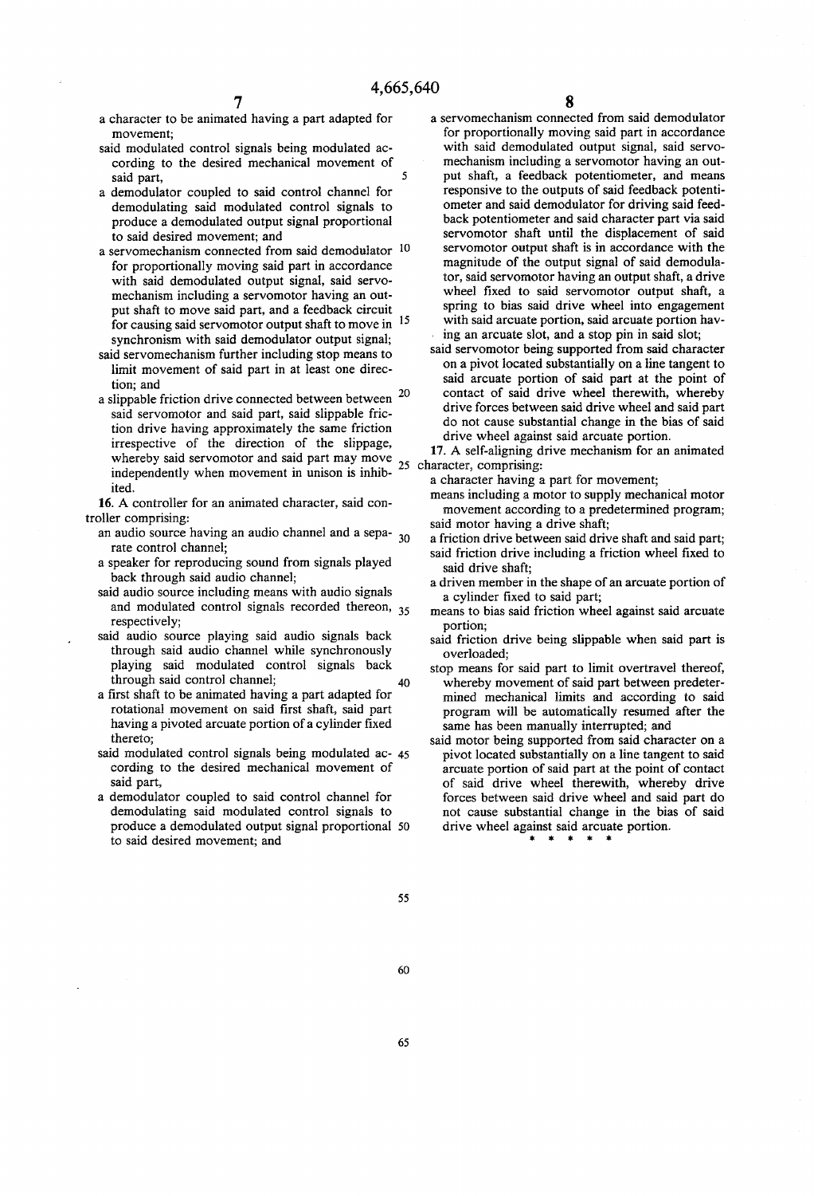a character to be animated having a part adapted for movement;

said modulated control signals being modulated according to the desired mechanical movement of said part,

a demodulator coupled to said control channel for demodulating said modulated control signals to produce a demodulated output signal proportional to said desired movement; and

a servomechanism connected from said demodulator for proportionally moving said part in accordance with said demodulated output signal, said servomechanism including a servomotor having an output shaft to move said part, and a feedback circuit for causing said servomotor output shaft to move in synchronism with said demodulator output signal;

said servomechanism further including stop means to limit movement of said part in at least one direction; and

a slippable friction drive connected between between said servomotor and said part, said slippable friction drive having approximately the same friction irrespective of the direction of the slippage, whereby said servomotor and said part may move independently when movement in unison is inhibited.

16. A controller for an animated character, said controller comprising:

an audio source having an audio channel and a separate control channel;

a speaker for reproducing sound from signals played back through said audio channel;

said audio source including means with audio signals and modulated control signals recorded thereon, respectively;

said audio source playing said audio signals back through said audio channel while synchronously playing said modulated control signals back through said control channel;

a first shaft to be animated having a part adapted for rotational movement on said first shaft, said part having a pivoted arcuate portion of a cylinder fixed thereto;

said modulated control signals being modulated according to the desired mechanical movement of said part,

a demodulator coupled to said control channel for demodulating said modulated control signals to produce a demodulated output signal proportional to said desired movement; and

a servomechanism connected from said demodulator for proportionally moving said part in accordance with said demodulated output signal, said servomechanism including a servomotor having an output shaft, a feedback potentiometer, and means responsive to the outputs of said feedback potentiometer and said demodulator for driving said feedback potentiometer and said character part via said servomotor shaft until the displacement of said servomotor output shaft is in accordance with the magnitude of the output signal of said demodulator, said servomotor having an output shaft, a drive wheel fixed to said servomotor output shaft, a spring to bias said drive wheel into engagement with said arcuate portion, said arcuate portion having an arcuate slot, and a stop pin in said slot;

said servomotor being supported from said character on a pivot located substantially on a line tangent to said arcuate portion of said part at the point of contact of said drive wheel therewith, whereby drive forces between said drive wheel and said part do not cause substantial change in the bias of said drive wheel against said arcuate portion.

17. A self-aligning drive mechanism for an animated character, comprising:

a character having a part for movement;

means including a motor to supply mechanical motor movement according to a predetermined program;

said motor having a drive shaft;

a friction drive between said drive shaft and said part;

said friction drive including a friction wheel fixed to said drive shaft;

a driven member in the shape of an arcuate portion of a cylinder fixed to said part;

means to bias said friction wheel against said arcuate portion;

said friction drive being slippable when said part is overloaded;

stop means for said part to limit overtravel thereof, whereby movement of said part between predetermined mechanical limits and according to said program will be automatically resumed after the same has been manually interrupted; and

said motor being supported from said character on a pivot located substantially on a line tangent to said arcuate portion of said part at the point of contact of said drive wheel therewith, whereby drive forces between said drive wheel and said part do not cause substantial change in the bias of said drive wheel against said arcuate portion.

* * * * *